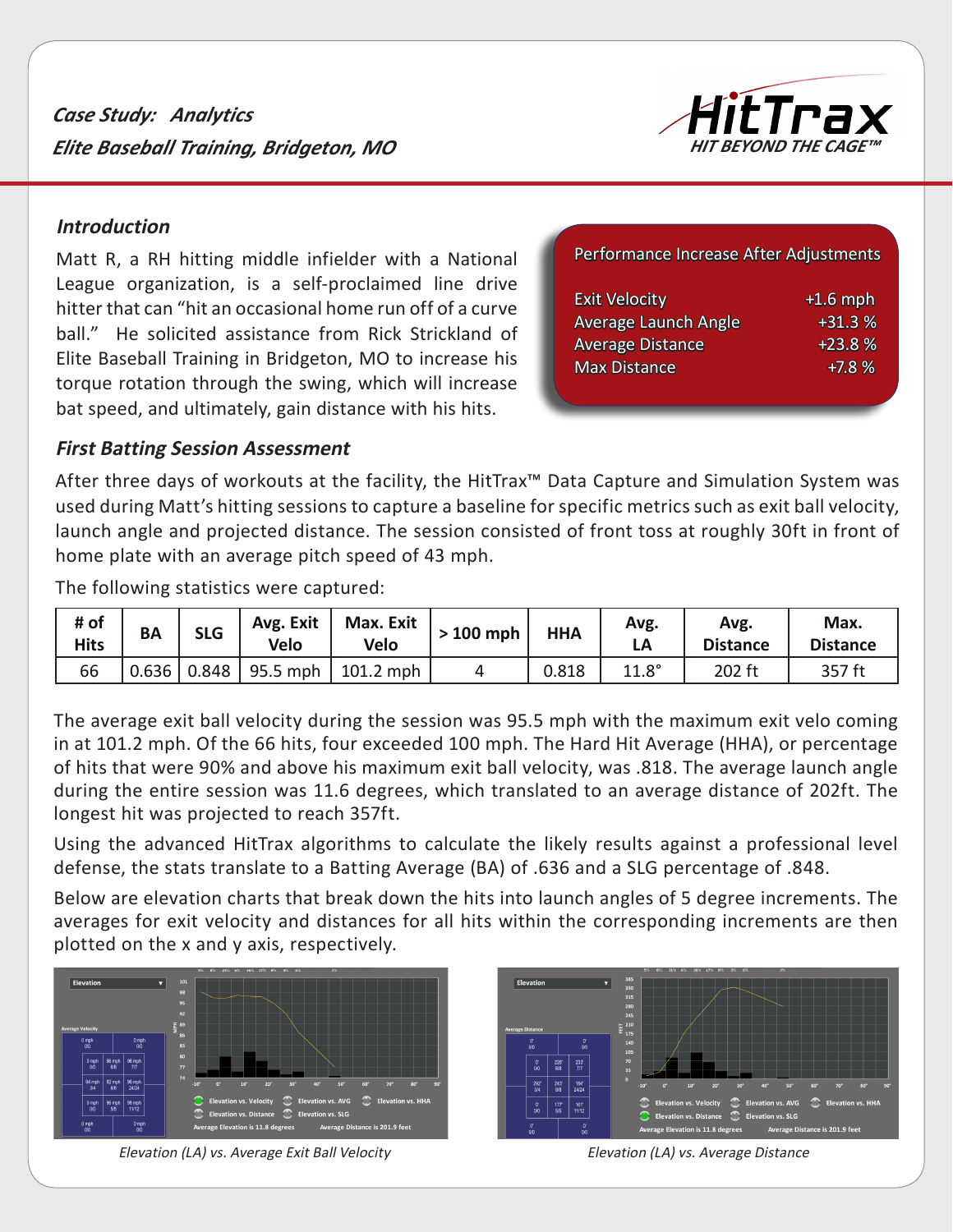*Case Study: Analytics*

*Elite Baseball Training, Bridgeton, MO*

HitTrax

HIT BEYOND THE CAGE™

### *Introduction*

Matt R, a RH hitting middle infielder with a National League organization, is a self-proclaimed line drive hitter that can "hit an occasional home run off of a curve ball." He solicited assistance from Rick Strickland of Elite Baseball Training in Bridgeton, MO to increase his torque rotation through the swing, which will increase bat speed, and ultimately, gain distance with his hits.

| Performance Increase After Adjustments | |
|---|---|
| Exit Velocity | +1.6 mph |
| Average Launch Angle | +31.3 % |
| Average Distance | +23.8 % |
| Max Distance | +7.8 % |

### *First Batting Session Assessment*

After three days of workouts at the facility, the HitTrax™ Data Capture and Simulation System was used during Matt's hitting sessions to capture a baseline for specific metrics such as exit ball velocity, launch angle and projected distance. The session consisted of front toss at roughly 30ft in front of home plate with an average pitch speed of 43 mph.

The following statistics were captured:

| # of Hits | BA | SLG | Avg. Exit Velo | Max. Exit Velo | > 100 mph | HHA | Avg. LA | Avg. Distance | Max. Distance |
|---|---|---|---|---|---|---|---|---|---|
| 66 | 0.636 | 0.848 | 95.5 mph | 101.2 mph | 4 | 0.818 | 11.8° | 202 ft | 357 ft |

The average exit ball velocity during the session was 95.5 mph with the maximum exit velo coming in at 101.2 mph. Of the 66 hits, four exceeded 100 mph. The Hard Hit Average (HHA), or percentage of hits that were 90% and above his maximum exit ball velocity, was .818. The average launch angle during the entire session was 11.6 degrees, which translated to an average distance of 202ft. The longest hit was projected to reach 357ft.

Using the advanced HitTrax algorithms to calculate the likely results against a professional level defense, the stats translate to a Batting Average (BA) of .636 and a SLG percentage of .848.

Below are elevation charts that break down the hits into launch angles of 5 degree increments. The averages for exit velocity and distances for all hits within the corresponding increments are then plotted on the x and y axis, respectively.

*Elevation (LA) vs. Average Exit Ball Velocity*

*Elevation (LA) vs. Average Distance*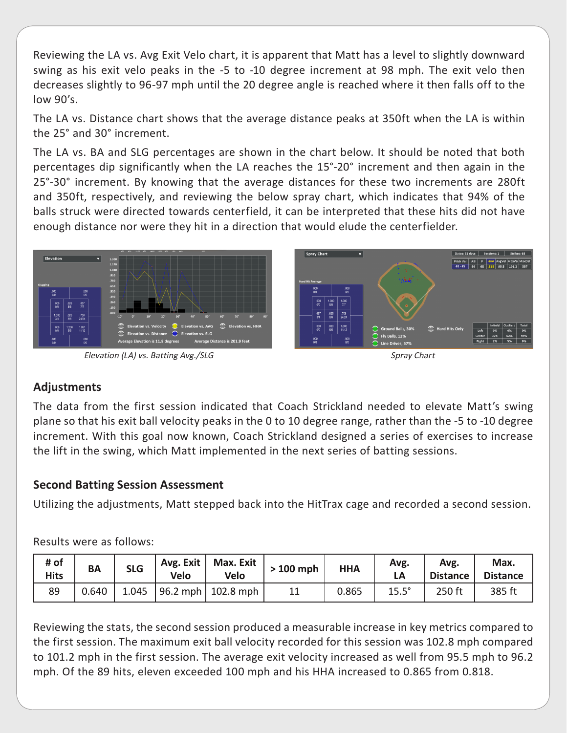Reviewing the LA vs. Avg Exit Velo chart, it is apparent that Matt has a level to slightly downward swing as his exit velo peaks in the -5 to -10 degree increment at 98 mph. The exit velo then decreases slightly to 96-97 mph until the 20 degree angle is reached where it then falls off to the low 90's.

The LA vs. Distance chart shows that the average distance peaks at 350ft when the LA is within the 25° and 30° increment.

The LA vs. BA and SLG percentages are shown in the chart below. It should be noted that both percentages dip significantly when the LA reaches the 15°-20° increment and then again in the 25°-30° increment. By knowing that the average distances for these two increments are 280ft and 350ft, respectively, and reviewing the below spray chart, which indicates that 94% of the balls struck were directed towards centerfield, it can be interpreted that these hits did not have enough distance nor were they hit in a direction that would elude the centerfielder.

*Elevation (LA) vs. Batting Avg./SLG*

*Spray Chart*

## Adjustments

The data from the first session indicated that Coach Strickland needed to elevate Matt's swing plane so that his exit ball velocity peaks in the 0 to 10 degree range, rather than the -5 to -10 degree increment. With this goal now known, Coach Strickland designed a series of exercises to increase the lift in the swing, which Matt implemented in the next series of batting sessions.

## Second Batting Session Assessment

Utilizing the adjustments, Matt stepped back into the HitTrax cage and recorded a second session.

Results were as follows:

| # of Hits | BA | SLG | Avg. Exit Velo | Max. Exit Velo | > 100 mph | HHA | Avg. LA | Avg. Distance | Max. Distance |
|---|---|---|---|---|---|---|---|---|---|
| 89 | 0.640 | 1.045 | 96.2 mph | 102.8 mph | 11 | 0.865 | 15.5° | 250 ft | 385 ft |

Reviewing the stats, the second session produced a measurable increase in key metrics compared to the first session. The maximum exit ball velocity recorded for this session was 102.8 mph compared to 101.2 mph in the first session. The average exit velocity increased as well from 95.5 mph to 96.2 mph. Of the 89 hits, eleven exceeded 100 mph and his HHA increased to 0.865 from 0.818.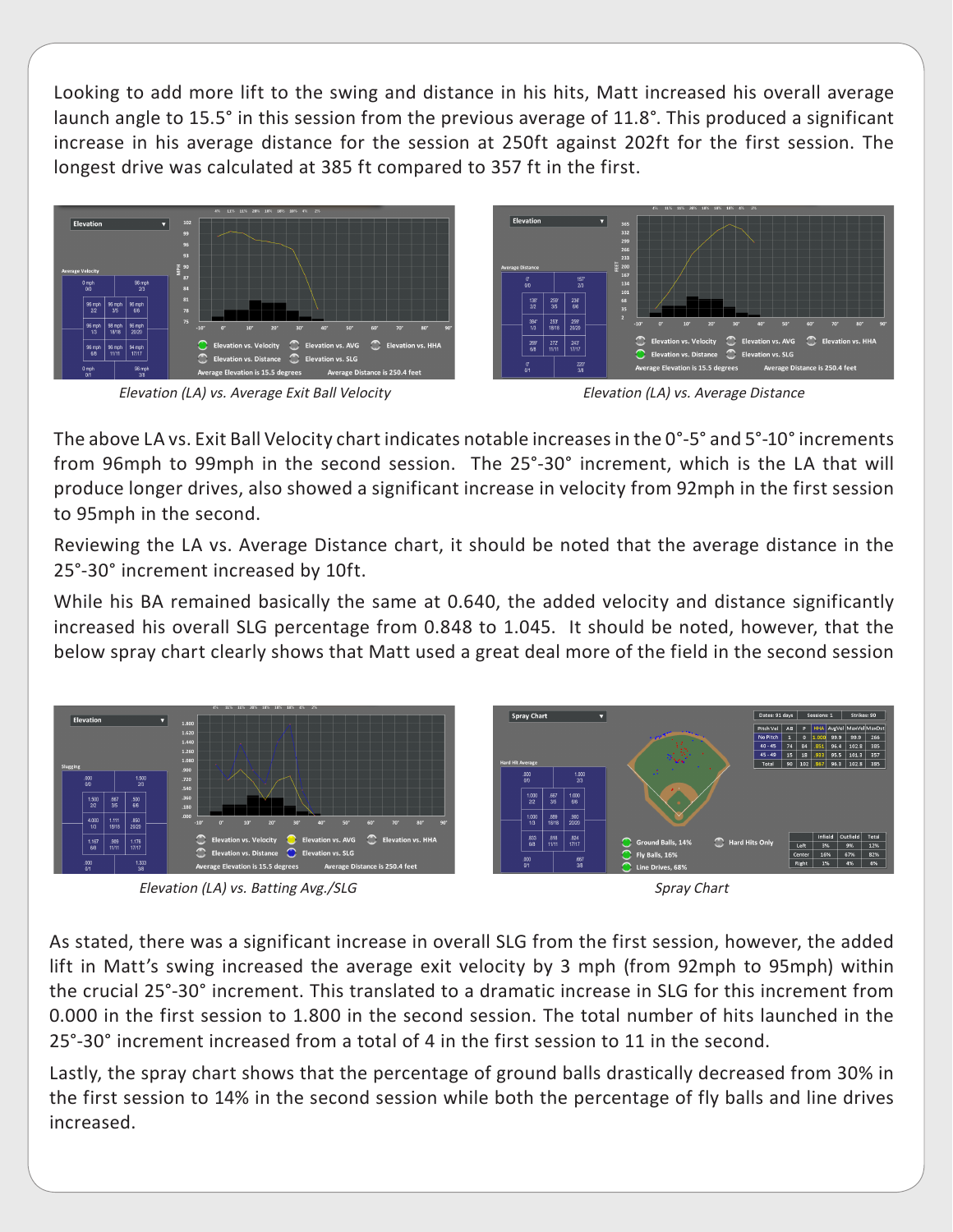Looking to add more lift to the swing and distance in his hits, Matt increased his overall average launch angle to 15.5° in this session from the previous average of 11.8°. This produced a significant increase in his average distance for the session at 250ft against 202ft for the first session. The longest drive was calculated at 385 ft compared to 357 ft in the first.

*Elevation (LA) vs. Average Exit Ball Velocity*

*Elevation (LA) vs. Average Distance*

The above LA vs. Exit Ball Velocity chart indicates notable increases in the 0°-5° and 5°-10° increments from 96mph to 99mph in the second session. The 25°-30° increment, which is the LA that will produce longer drives, also showed a significant increase in velocity from 92mph in the first session to 95mph in the second.

Reviewing the LA vs. Average Distance chart, it should be noted that the average distance in the 25°-30° increment increased by 10ft.

While his BA remained basically the same at 0.640, the added velocity and distance significantly increased his overall SLG percentage from 0.848 to 1.045. It should be noted, however, that the below spray chart clearly shows that Matt used a great deal more of the field in the second session

*Elevation (LA) vs. Batting Avg./SLG*

*Spray Chart*

As stated, there was a significant increase in overall SLG from the first session, however, the added lift in Matt's swing increased the average exit velocity by 3 mph (from 92mph to 95mph) within the crucial 25°-30° increment. This translated to a dramatic increase in SLG for this increment from 0.000 in the first session to 1.800 in the second session. The total number of hits launched in the 25°-30° increment increased from a total of 4 in the first session to 11 in the second.

Lastly, the spray chart shows that the percentage of ground balls drastically decreased from 30% in the first session to 14% in the second session while both the percentage of fly balls and line drives increased.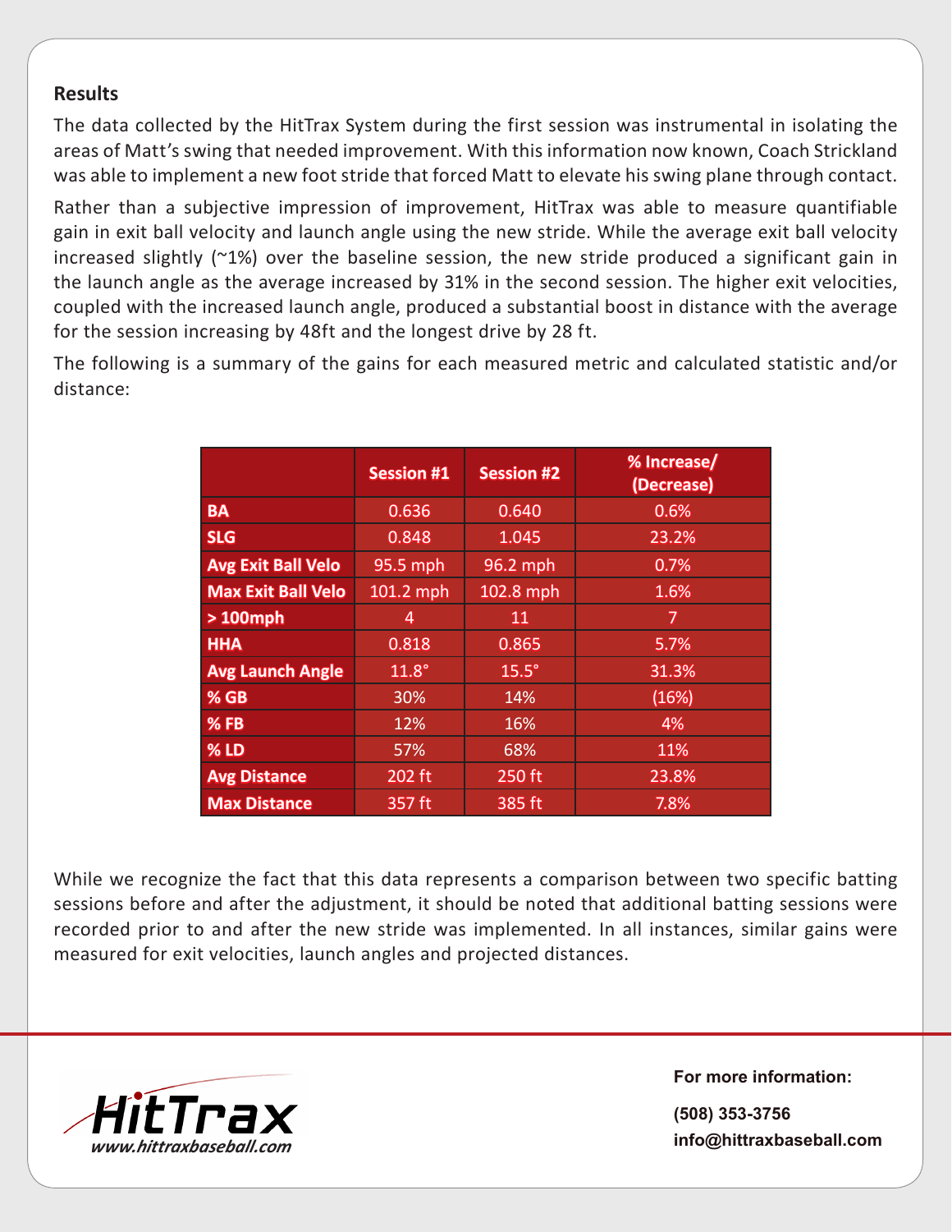## Results

The data collected by the HitTrax System during the first session was instrumental in isolating the areas of Matt's swing that needed improvement. With this information now known, Coach Strickland was able to implement a new foot stride that forced Matt to elevate his swing plane through contact.

Rather than a subjective impression of improvement, HitTrax was able to measure quantifiable gain in exit ball velocity and launch angle using the new stride. While the average exit ball velocity increased slightly (~1%) over the baseline session, the new stride produced a significant gain in the launch angle as the average increased by 31% in the second session. The higher exit velocities, coupled with the increased launch angle, produced a substantial boost in distance with the average for the session increasing by 48ft and the longest drive by 28 ft.

The following is a summary of the gains for each measured metric and calculated statistic and/or distance:

| | Session #1 | Session #2 | % Increase/ (Decrease) |
|---|---|---|---|
| BA | 0.636 | 0.640 | 0.6% |
| SLG | 0.848 | 1.045 | 23.2% |
| Avg Exit Ball Velo | 95.5 mph | 96.2 mph | 0.7% |
| Max Exit Ball Velo | 101.2 mph | 102.8 mph | 1.6% |
| > 100mph | 4 | 11 | 7 |
| HHA | 0.818 | 0.865 | 5.7% |
| Avg Launch Angle | 11.8° | 15.5° | 31.3% |
| % GB | 30% | 14% | (16%) |
| % FB | 12% | 16% | 4% |
| % LD | 57% | 68% | 11% |
| Avg Distance | 202 ft | 250 ft | 23.8% |
| Max Distance | 357 ft | 385 ft | 7.8% |

While we recognize the fact that this data represents a comparison between two specific batting sessions before and after the adjustment, it should be noted that additional batting sessions were recorded prior to and after the new stride was implemented. In all instances, similar gains were measured for exit velocities, launch angles and projected distances.

HitTrax
www.hittraxbaseball.com

**For more information:**

**(508) 353-3756**
**info@hittraxbaseball.com**